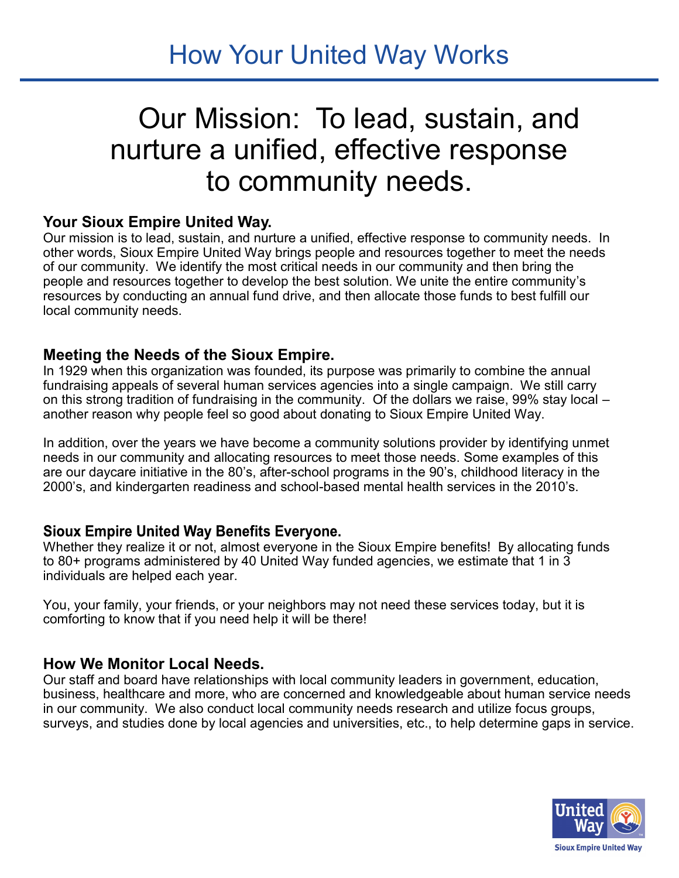# How Your United Way Works

## Our Mission: To lead, sustain, and nurture a unified, effective response to community needs.

### Your Sioux Empire United Way.

Our mission is to lead, sustain, and nurture a unified, effective response to community needs. In other words, Sioux Empire United Way brings people and resources together to meet the needs of our community. We identify the most critical needs in our community and then bring the people and resources together to develop the best solution. We unite the entire community's resources by conducting an annual fund drive, and then allocate those funds to best fulfill our local community needs.

### Meeting the Needs of the Sioux Empire.

In 1929 when this organization was founded, its purpose was primarily to combine the annual fundraising appeals of several human services agencies into a single campaign. We still carry on this strong tradition of fundraising in the community. Of the dollars we raise, 99% stay local – another reason why people feel so good about donating to Sioux Empire United Way.

In addition, over the years we have become a community solutions provider by identifying unmet needs in our community and allocating resources to meet those needs. Some examples of this are our daycare initiative in the 80's, after-school programs in the 90's, childhood literacy in the 2000's, and kindergarten readiness and school-based mental health services in the 2010's.

### Sioux Empire United Way Benefits Everyone.

Whether they realize it or not, almost everyone in the Sioux Empire benefits! By allocating funds to 80+ programs administered by 40 United Way funded agencies, we estimate that 1 in 3 individuals are helped each year.

You, your family, your friends, or your neighbors may not need these services today, but it is comforting to know that if you need help it will be there!

### How We Monitor Local Needs.

Our staff and board have relationships with local community leaders in government, education, business, healthcare and more, who are concerned and knowledgeable about human service needs in our community. We also conduct local community needs research and utilize focus groups, surveys, and studies done by local agencies and universities, etc., to help determine gaps in service.

United Way
Sioux Empire United Way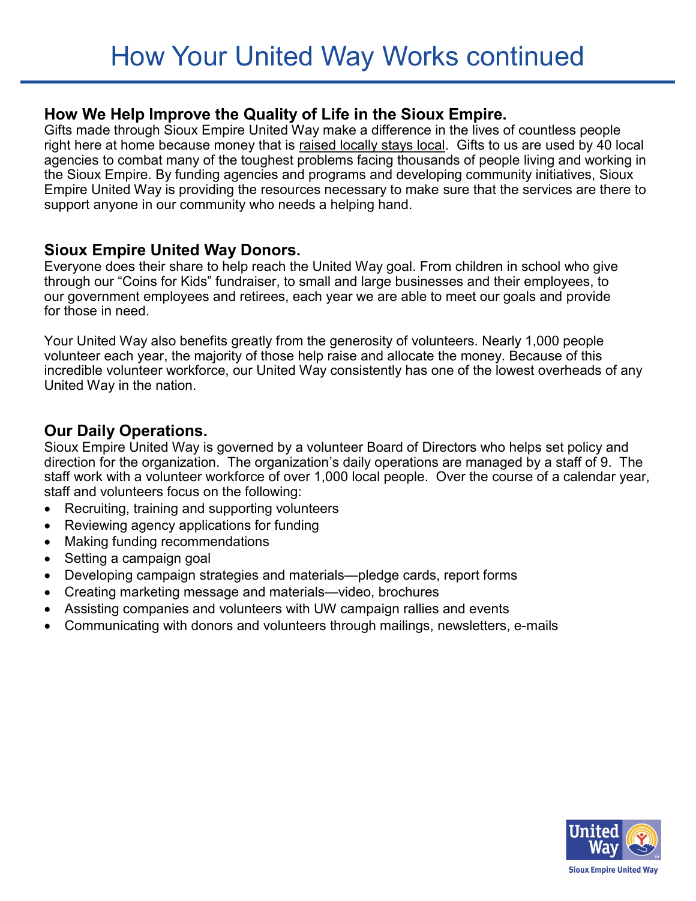# How Your United Way Works continued

## How We Help Improve the Quality of Life in the Sioux Empire.

Gifts made through Sioux Empire United Way make a difference in the lives of countless people right here at home because money that is raised locally stays local. Gifts to us are used by 40 local agencies to combat many of the toughest problems facing thousands of people living and working in the Sioux Empire. By funding agencies and programs and developing community initiatives, Sioux Empire United Way is providing the resources necessary to make sure that the services are there to support anyone in our community who needs a helping hand.

## Sioux Empire United Way Donors.

Everyone does their share to help reach the United Way goal. From children in school who give through our "Coins for Kids" fundraiser, to small and large businesses and their employees, to our government employees and retirees, each year we are able to meet our goals and provide for those in need.

Your United Way also benefits greatly from the generosity of volunteers. Nearly 1,000 people volunteer each year, the majority of those help raise and allocate the money. Because of this incredible volunteer workforce, our United Way consistently has one of the lowest overheads of any United Way in the nation.

## Our Daily Operations.

Sioux Empire United Way is governed by a volunteer Board of Directors who helps set policy and direction for the organization. The organization's daily operations are managed by a staff of 9. The staff work with a volunteer workforce of over 1,000 local people. Over the course of a calendar year, staff and volunteers focus on the following:

- Recruiting, training and supporting volunteers
- Reviewing agency applications for funding
- Making funding recommendations
- Setting a campaign goal
- Developing campaign strategies and materials—pledge cards, report forms
- Creating marketing message and materials—video, brochures
- Assisting companies and volunteers with UW campaign rallies and events
- Communicating with donors and volunteers through mailings, newsletters, e-mails

United Way

Sioux Empire United Way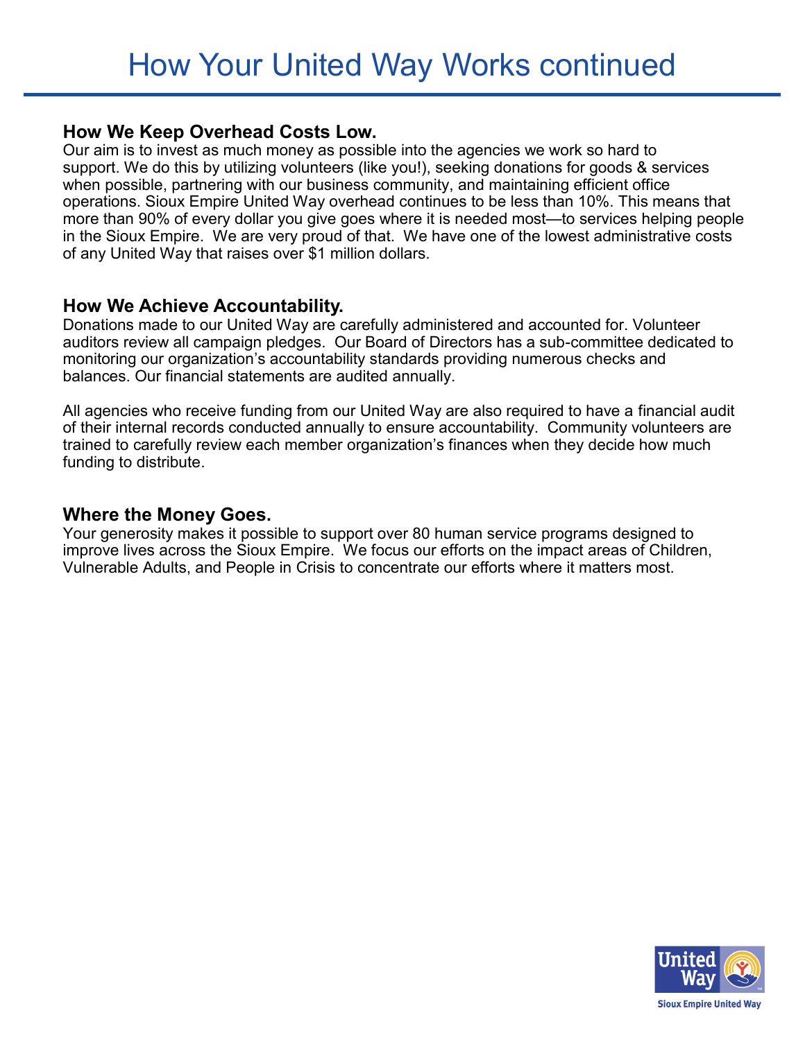# How Your United Way Works continued

### How We Keep Overhead Costs Low.

Our aim is to invest as much money as possible into the agencies we work so hard to support. We do this by utilizing volunteers (like you!), seeking donations for goods & services when possible, partnering with our business community, and maintaining efficient office operations. Sioux Empire United Way overhead continues to be less than 10%. This means that more than 90% of every dollar you give goes where it is needed most—to services helping people in the Sioux Empire. We are very proud of that. We have one of the lowest administrative costs of any United Way that raises over $1 million dollars.

### How We Achieve Accountability.

Donations made to our United Way are carefully administered and accounted for. Volunteer auditors review all campaign pledges. Our Board of Directors has a sub-committee dedicated to monitoring our organization's accountability standards providing numerous checks and balances. Our financial statements are audited annually.

All agencies who receive funding from our United Way are also required to have a financial audit of their internal records conducted annually to ensure accountability. Community volunteers are trained to carefully review each member organization's finances when they decide how much funding to distribute.

### Where the Money Goes.

Your generosity makes it possible to support over 80 human service programs designed to improve lives across the Sioux Empire. We focus our efforts on the impact areas of Children, Vulnerable Adults, and People in Crisis to concentrate our efforts where it matters most.

United Way

Sioux Empire United Way